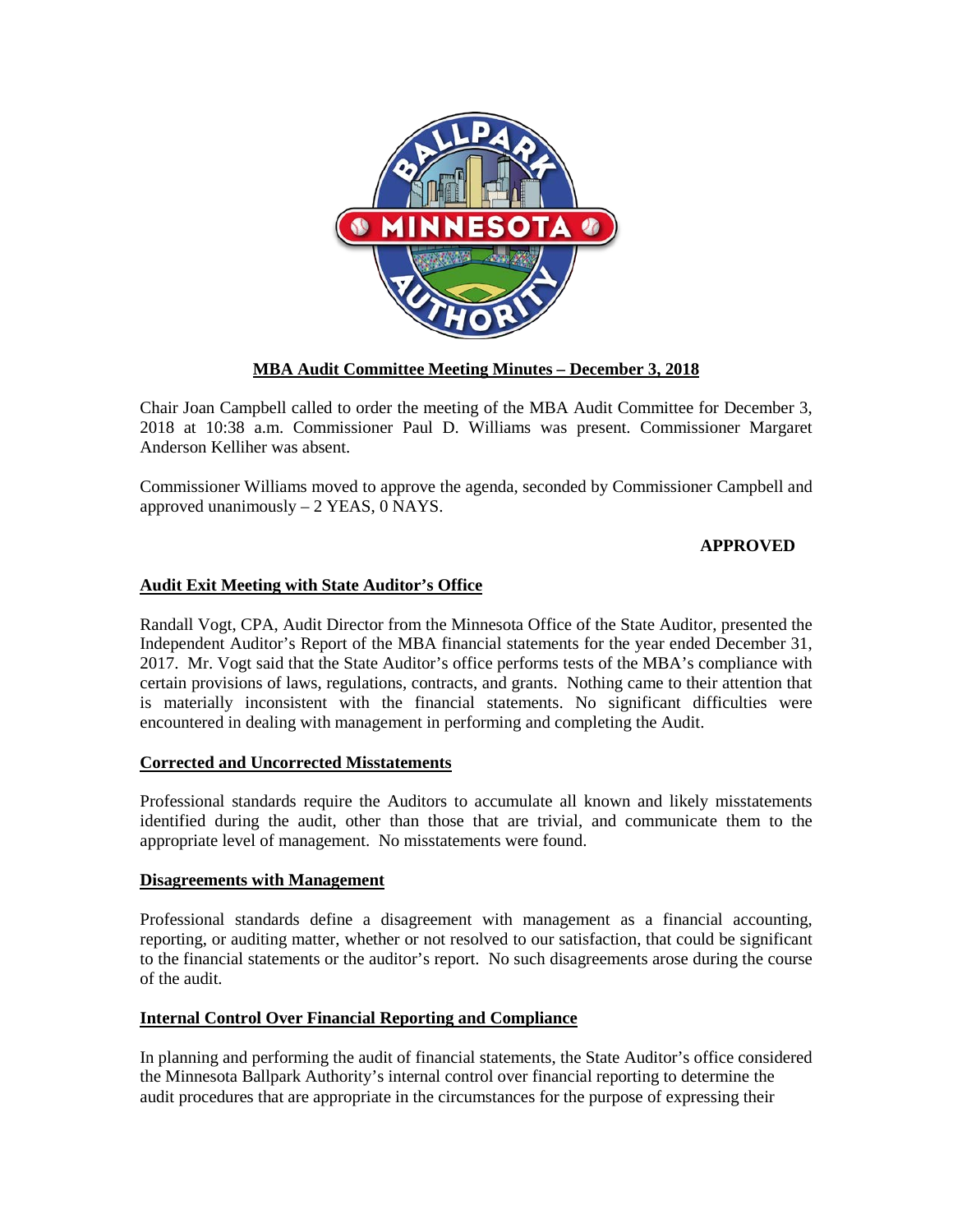## MBA Audit Committee Meeting Minutes – December 3, 2018

Chair Joan Campbell called to order the meeting of the MBA Audit Committee for December 3, 2018 at 10:38 a.m. Commissioner Paul D. Williams was present. Commissioner Margaret Anderson Kelliher was absent.

Commissioner Williams moved to approve the agenda, seconded by Commissioner Campbell and approved unanimously – 2 YEAS, 0 NAYS.

**APPROVED**

### Audit Exit Meeting with State Auditor's Office

Randall Vogt, CPA, Audit Director from the Minnesota Office of the State Auditor, presented the Independent Auditor's Report of the MBA financial statements for the year ended December 31, 2017. Mr. Vogt said that the State Auditor's office performs tests of the MBA's compliance with certain provisions of laws, regulations, contracts, and grants. Nothing came to their attention that is materially inconsistent with the financial statements. No significant difficulties were encountered in dealing with management in performing and completing the Audit.

### Corrected and Uncorrected Misstatements

Professional standards require the Auditors to accumulate all known and likely misstatements identified during the audit, other than those that are trivial, and communicate them to the appropriate level of management. No misstatements were found.

### Disagreements with Management

Professional standards define a disagreement with management as a financial accounting, reporting, or auditing matter, whether or not resolved to our satisfaction, that could be significant to the financial statements or the auditor's report. No such disagreements arose during the course of the audit.

### Internal Control Over Financial Reporting and Compliance

In planning and performing the audit of financial statements, the State Auditor's office considered the Minnesota Ballpark Authority's internal control over financial reporting to determine the audit procedures that are appropriate in the circumstances for the purpose of expressing their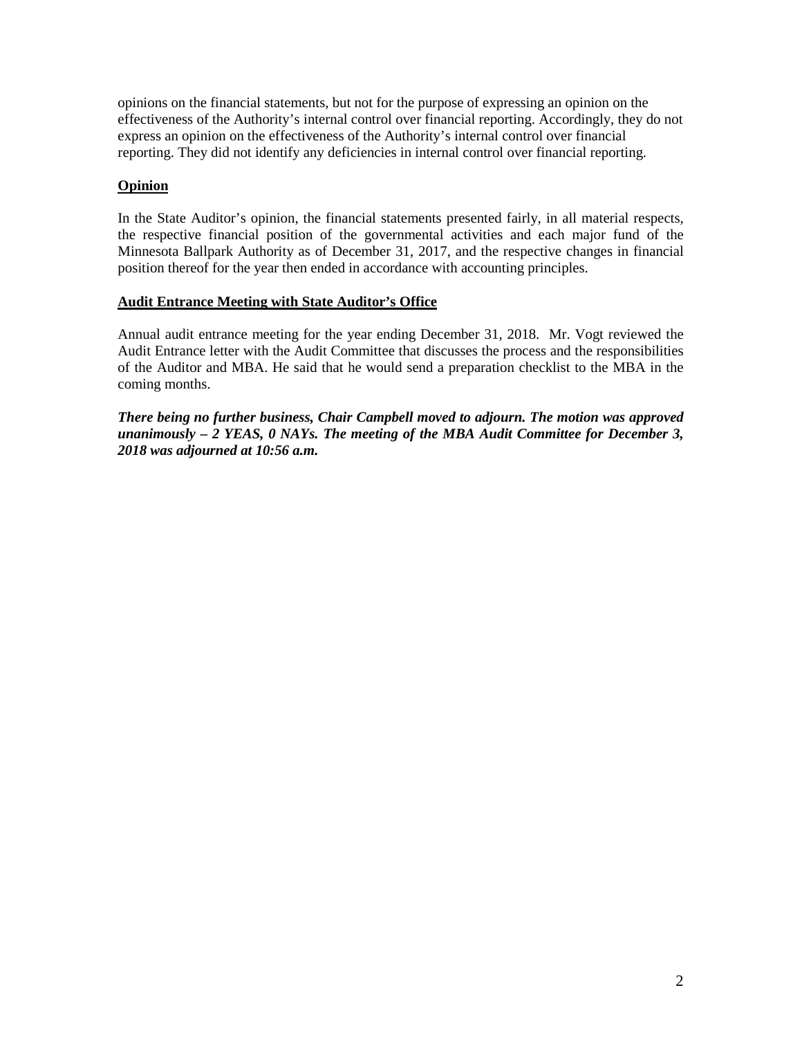opinions on the financial statements, but not for the purpose of expressing an opinion on the effectiveness of the Authority's internal control over financial reporting. Accordingly, they do not express an opinion on the effectiveness of the Authority's internal control over financial reporting. They did not identify any deficiencies in internal control over financial reporting.

**Opinion**

In the State Auditor's opinion, the financial statements presented fairly, in all material respects, the respective financial position of the governmental activities and each major fund of the Minnesota Ballpark Authority as of December 31, 2017, and the respective changes in financial position thereof for the year then ended in accordance with accounting principles.

**Audit Entrance Meeting with State Auditor's Office**

Annual audit entrance meeting for the year ending December 31, 2018. Mr. Vogt reviewed the Audit Entrance letter with the Audit Committee that discusses the process and the responsibilities of the Auditor and MBA. He said that he would send a preparation checklist to the MBA in the coming months.

***There being no further business, Chair Campbell moved to adjourn. The motion was approved unanimously – 2 YEAS, 0 NAYs. The meeting of the MBA Audit Committee for December 3, 2018 was adjourned at 10:56 a.m.***